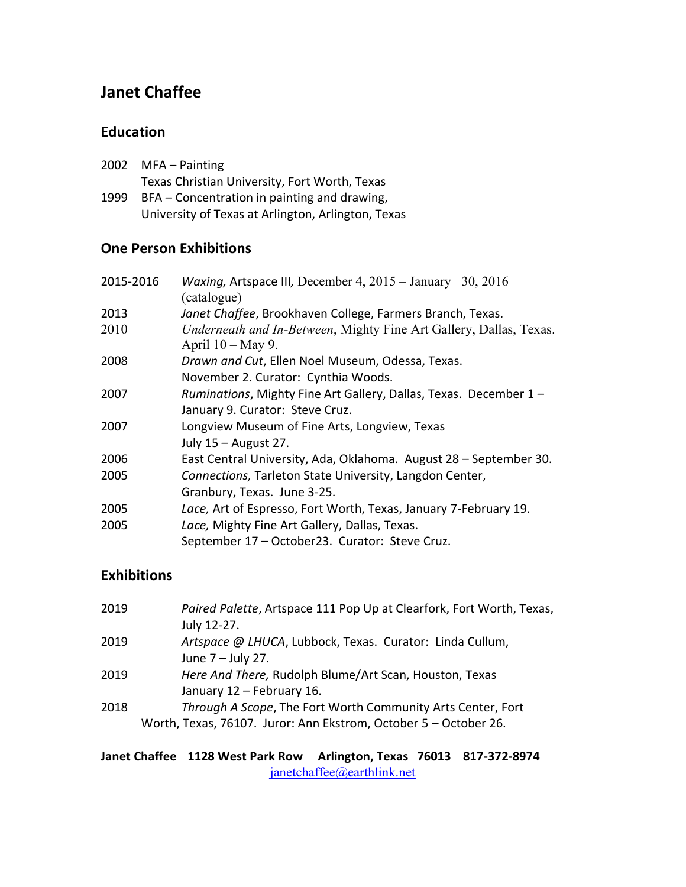# Janet Chaffee

## Education

2002 MFA – Painting
Texas Christian University, Fort Worth, Texas

1999 BFA – Concentration in painting and drawing,
University of Texas at Arlington, Arlington, Texas

## One Person Exhibitions

2015-2016 *Waxing,* Artspace III*,* December 4, 2015 – January 30, 2016 (catalogue)

2013 *Janet Chaffee*, Brookhaven College, Farmers Branch, Texas.

2010 *Underneath and In-Between*, Mighty Fine Art Gallery, Dallas, Texas. April 10 – May 9.

2008 *Drawn and Cut*, Ellen Noel Museum, Odessa, Texas. November 2. Curator: Cynthia Woods.

2007 *Ruminations*, Mighty Fine Art Gallery, Dallas, Texas. December 1 – January 9. Curator: Steve Cruz.

2007 Longview Museum of Fine Arts, Longview, Texas July 15 – August 27.

2006 East Central University, Ada, Oklahoma. August 28 – September 30.

2005 *Connections,* Tarleton State University, Langdon Center, Granbury, Texas. June 3-25.

2005 *Lace,* Art of Espresso, Fort Worth, Texas, January 7-February 19.

2005 *Lace,* Mighty Fine Art Gallery, Dallas, Texas. September 17 – October23. Curator: Steve Cruz.

## Exhibitions

2019 *Paired Palette*, Artspace 111 Pop Up at Clearfork, Fort Worth, Texas, July 12-27.

2019 *Artspace @ LHUCA*, Lubbock, Texas. Curator: Linda Cullum, June 7 – July 27.

2019 *Here And There,* Rudolph Blume/Art Scan, Houston, Texas January 12 – February 16.

2018 *Through A Scope*, The Fort Worth Community Arts Center, Fort Worth, Texas, 76107. Juror: Ann Ekstrom, October 5 – October 26.

**Janet Chaffee 1128 West Park Row Arlington, Texas 76013 817-372-8974**
janetchaffee@earthlink.net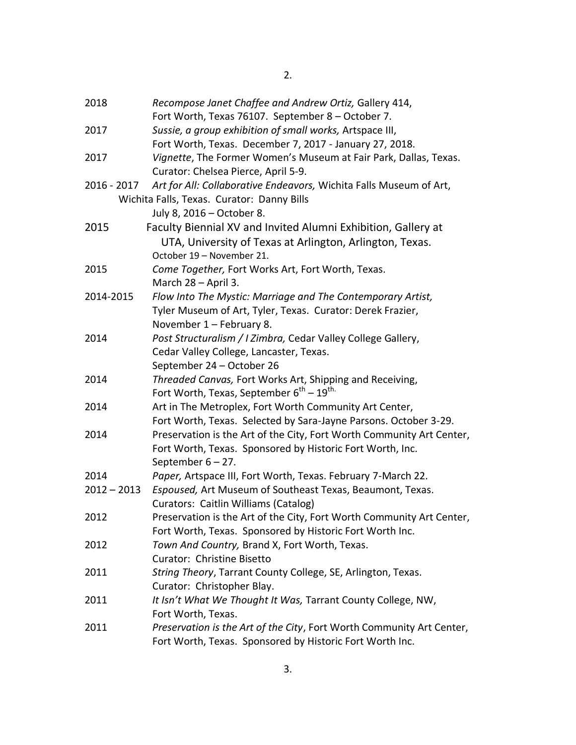2018 *Recompose Janet Chaffee and Andrew Ortiz,* Gallery 414,
Fort Worth, Texas 76107. September 8 – October 7.

2017 *Sussie, a group exhibition of small works,* Artspace III,
Fort Worth, Texas. December 7, 2017 - January 27, 2018.

2017 *Vignette*, The Former Women's Museum at Fair Park, Dallas, Texas.
Curator: Chelsea Pierce, April 5-9.

2016 - 2017 *Art for All: Collaborative Endeavors,* Wichita Falls Museum of Art,
Wichita Falls, Texas. Curator: Danny Bills
July 8, 2016 – October 8.

2015 Faculty Biennial XV and Invited Alumni Exhibition, Gallery at
UTA, University of Texas at Arlington, Arlington, Texas.
October 19 – November 21.

2015 *Come Together,* Fort Works Art, Fort Worth, Texas.
March 28 – April 3.

2014-2015 *Flow Into The Mystic: Marriage and The Contemporary Artist,*
Tyler Museum of Art, Tyler, Texas. Curator: Derek Frazier,
November 1 – February 8.

2014 *Post Structuralism / I Zimbra,* Cedar Valley College Gallery,
Cedar Valley College, Lancaster, Texas.
September 24 – October 26

2014 *Threaded Canvas,* Fort Works Art, Shipping and Receiving,
Fort Worth, Texas, September 6th – 19th.

2014 Art in The Metroplex, Fort Worth Community Art Center,
Fort Worth, Texas. Selected by Sara-Jayne Parsons. October 3-29.

2014 Preservation is the Art of the City, Fort Worth Community Art Center,
Fort Worth, Texas. Sponsored by Historic Fort Worth, Inc.
September 6 – 27.

2014 *Paper,* Artspace III, Fort Worth, Texas. February 7-March 22.

2012 – 2013 *Espoused,* Art Museum of Southeast Texas, Beaumont, Texas.
Curators: Caitlin Williams (Catalog)

2012 Preservation is the Art of the City, Fort Worth Community Art Center,
Fort Worth, Texas. Sponsored by Historic Fort Worth Inc.

2012 *Town And Country,* Brand X, Fort Worth, Texas.
Curator: Christine Bisetto

2011 *String Theory*, Tarrant County College, SE, Arlington, Texas.
Curator: Christopher Blay.

2011 *It Isn't What We Thought It Was,* Tarrant County College, NW,
Fort Worth, Texas.

2011 *Preservation is the Art of the City*, Fort Worth Community Art Center,
Fort Worth, Texas. Sponsored by Historic Fort Worth Inc.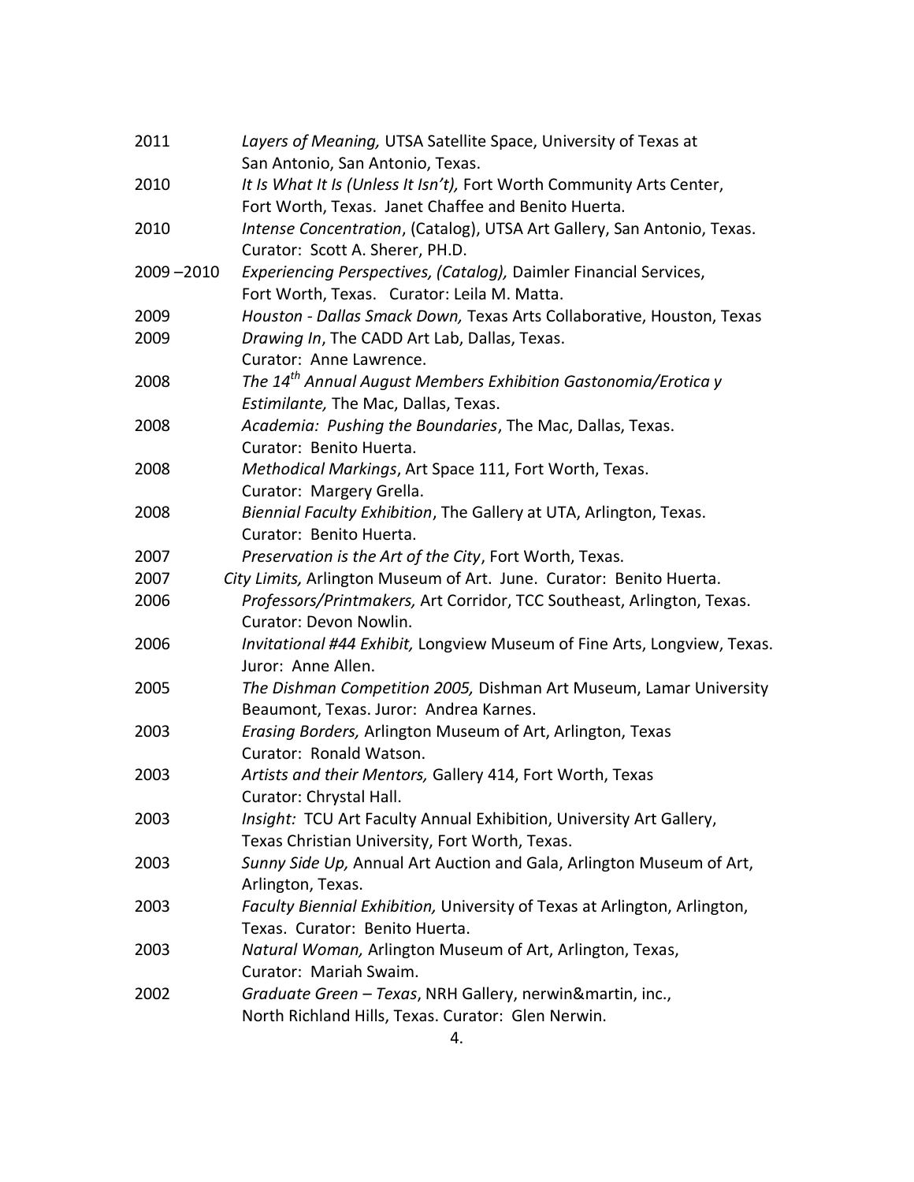2011 *Layers of Meaning,* UTSA Satellite Space, University of Texas at San Antonio, San Antonio, Texas.

2010 *It Is What It Is (Unless It Isn't),* Fort Worth Community Arts Center, Fort Worth, Texas. Janet Chaffee and Benito Huerta.

2010 *Intense Concentration*, (Catalog), UTSA Art Gallery, San Antonio, Texas. Curator: Scott A. Sherer, PH.D.

2009 –2010 *Experiencing Perspectives, (Catalog),* Daimler Financial Services, Fort Worth, Texas. Curator: Leila M. Matta.

2009 *Houston - Dallas Smack Down,* Texas Arts Collaborative, Houston, Texas

2009 *Drawing In*, The CADD Art Lab, Dallas, Texas. Curator: Anne Lawrence.

2008 *The 14th Annual August Members Exhibition Gastonomia/Erotica y Estimilante,* The Mac, Dallas, Texas.

2008 *Academia: Pushing the Boundaries*, The Mac, Dallas, Texas. Curator: Benito Huerta.

2008 *Methodical Markings*, Art Space 111, Fort Worth, Texas. Curator: Margery Grella.

2008 *Biennial Faculty Exhibition*, The Gallery at UTA, Arlington, Texas. Curator: Benito Huerta.

2007 *Preservation is the Art of the City*, Fort Worth, Texas.

2007 *City Limits,* Arlington Museum of Art. June. Curator: Benito Huerta.

2006 *Professors/Printmakers,* Art Corridor, TCC Southeast, Arlington, Texas. Curator: Devon Nowlin.

2006 *Invitational #44 Exhibit,* Longview Museum of Fine Arts, Longview, Texas. Juror: Anne Allen.

2005 *The Dishman Competition 2005,* Dishman Art Museum, Lamar University Beaumont, Texas. Juror: Andrea Karnes.

2003 *Erasing Borders,* Arlington Museum of Art, Arlington, Texas Curator: Ronald Watson.

2003 *Artists and their Mentors,* Gallery 414, Fort Worth, Texas Curator: Chrystal Hall.

2003 *Insight:* TCU Art Faculty Annual Exhibition, University Art Gallery, Texas Christian University, Fort Worth, Texas.

2003 *Sunny Side Up,* Annual Art Auction and Gala, Arlington Museum of Art, Arlington, Texas.

2003 *Faculty Biennial Exhibition,* University of Texas at Arlington, Arlington, Texas. Curator: Benito Huerta.

2003 *Natural Woman,* Arlington Museum of Art, Arlington, Texas, Curator: Mariah Swaim.

2002 *Graduate Green – Texas*, NRH Gallery, nerwin&martin, inc., North Richland Hills, Texas. Curator: Glen Nerwin.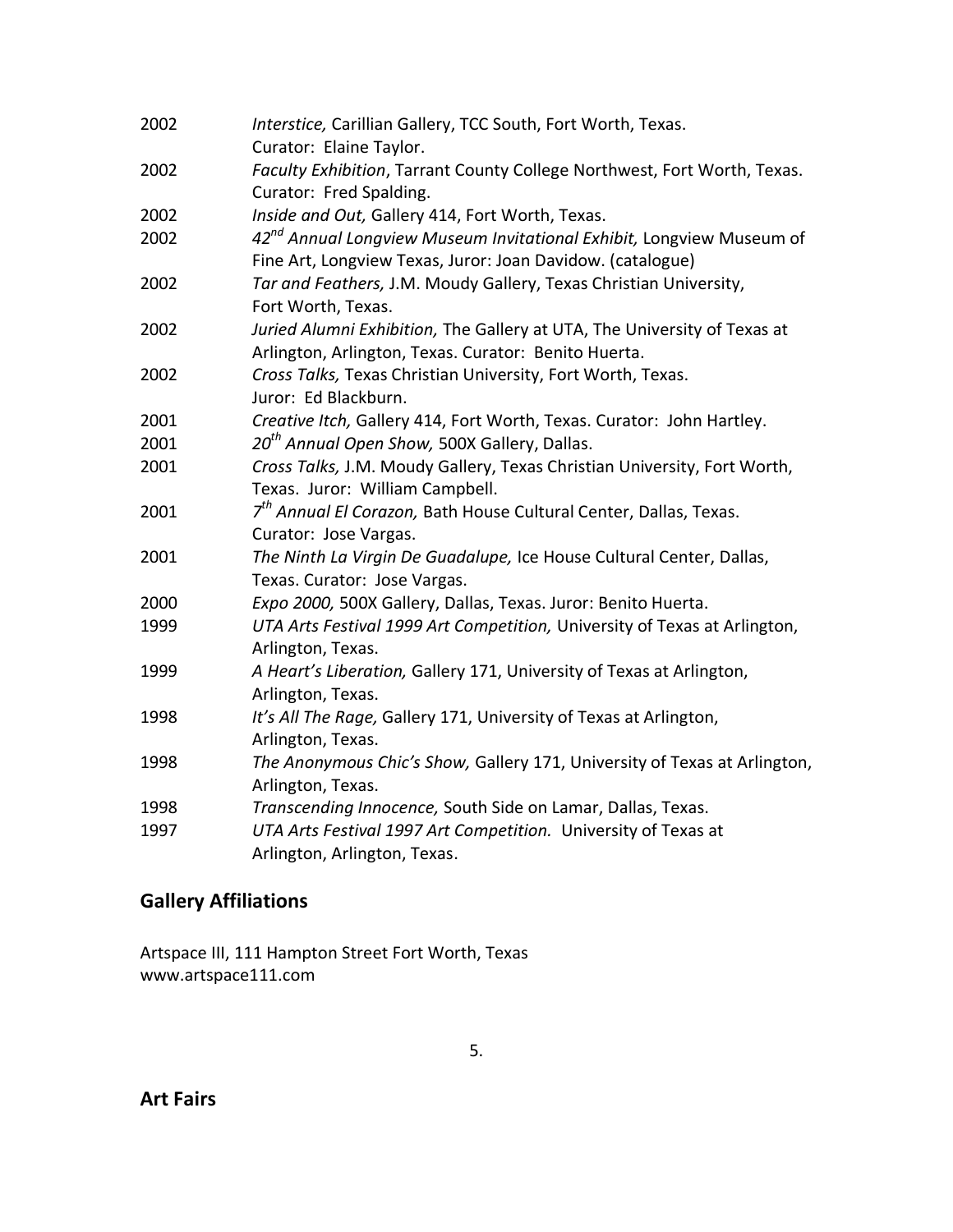2002 *Interstice,* Carillian Gallery, TCC South, Fort Worth, Texas. Curator: Elaine Taylor.

2002 *Faculty Exhibition*, Tarrant County College Northwest, Fort Worth, Texas. Curator: Fred Spalding.

2002 *Inside and Out,* Gallery 414, Fort Worth, Texas.

2002 *42nd Annual Longview Museum Invitational Exhibit,* Longview Museum of Fine Art, Longview Texas, Juror: Joan Davidow. (catalogue)

2002 *Tar and Feathers,* J.M. Moudy Gallery, Texas Christian University, Fort Worth, Texas.

2002 *Juried Alumni Exhibition,* The Gallery at UTA, The University of Texas at Arlington, Arlington, Texas. Curator: Benito Huerta.

2002 *Cross Talks,* Texas Christian University, Fort Worth, Texas. Juror: Ed Blackburn.

2001 *Creative Itch,* Gallery 414, Fort Worth, Texas. Curator: John Hartley.

2001 *20th Annual Open Show,* 500X Gallery, Dallas.

2001 *Cross Talks,* J.M. Moudy Gallery, Texas Christian University, Fort Worth, Texas. Juror: William Campbell.

2001 *7th Annual El Corazon,* Bath House Cultural Center, Dallas, Texas. Curator: Jose Vargas.

2001 *The Ninth La Virgin De Guadalupe,* Ice House Cultural Center, Dallas, Texas. Curator: Jose Vargas.

2000 *Expo 2000,* 500X Gallery, Dallas, Texas. Juror: Benito Huerta.

1999 *UTA Arts Festival 1999 Art Competition,* University of Texas at Arlington, Arlington, Texas.

1999 *A Heart's Liberation,* Gallery 171, University of Texas at Arlington, Arlington, Texas.

1998 *It's All The Rage,* Gallery 171, University of Texas at Arlington, Arlington, Texas.

1998 *The Anonymous Chic's Show,* Gallery 171, University of Texas at Arlington, Arlington, Texas.

1998 *Transcending Innocence,* South Side on Lamar, Dallas, Texas.

1997 *UTA Arts Festival 1997 Art Competition.* University of Texas at Arlington, Arlington, Texas.

## Gallery Affiliations

Artspace III, 111 Hampton Street Fort Worth, Texas
www.artspace111.com

## Art Fairs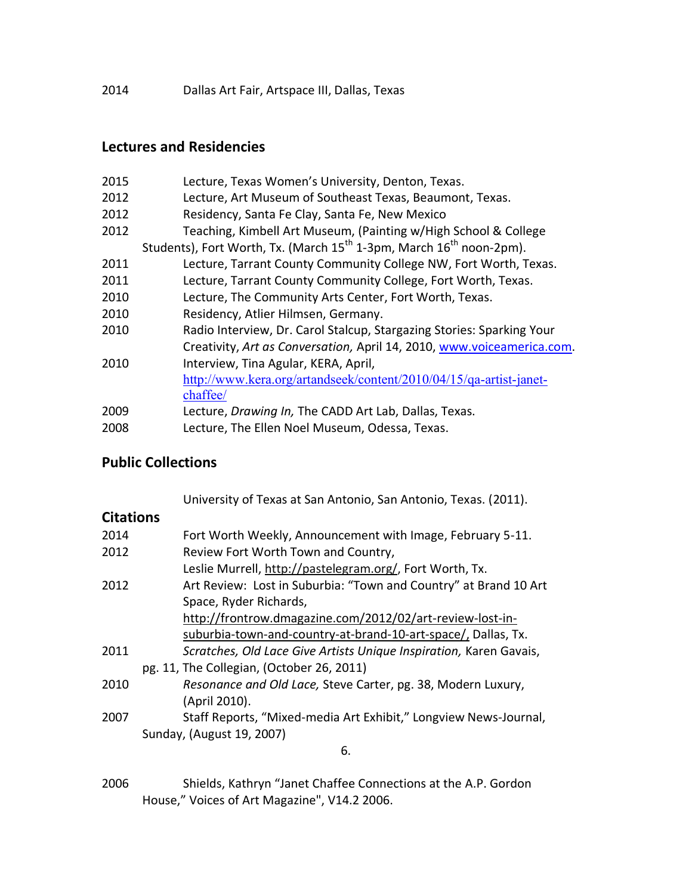2014 Dallas Art Fair, Artspace III, Dallas, Texas

## Lectures and Residencies

2015 Lecture, Texas Women's University, Denton, Texas.
2012 Lecture, Art Museum of Southeast Texas, Beaumont, Texas.
2012 Residency, Santa Fe Clay, Santa Fe, New Mexico
2012 Teaching, Kimbell Art Museum, (Painting w/High School & College Students), Fort Worth, Tx. (March 15th 1-3pm, March 16th noon-2pm).
2011 Lecture, Tarrant County Community College NW, Fort Worth, Texas.
2011 Lecture, Tarrant County Community College, Fort Worth, Texas.
2010 Lecture, The Community Arts Center, Fort Worth, Texas.
2010 Residency, Atlier Hilmsen, Germany.
2010 Radio Interview, Dr. Carol Stalcup, Stargazing Stories: Sparking Your Creativity, *Art as Conversation,* April 14, 2010, www.voiceamerica.com.
2010 Interview, Tina Agular, KERA, April, http://www.kera.org/artandseek/content/2010/04/15/qa-artist-janet-chaffee/
2009 Lecture, *Drawing In,* The CADD Art Lab, Dallas, Texas.
2008 Lecture, The Ellen Noel Museum, Odessa, Texas.

## Public Collections

University of Texas at San Antonio, San Antonio, Texas. (2011).

## Citations

2014 Fort Worth Weekly, Announcement with Image, February 5-11.
2012 Review Fort Worth Town and Country, Leslie Murrell, http://pastelegram.org/, Fort Worth, Tx.
2012 Art Review: Lost in Suburbia: "Town and Country" at Brand 10 Art Space, Ryder Richards, http://frontrow.dmagazine.com/2012/02/art-review-lost-in-suburbia-town-and-country-at-brand-10-art-space/, Dallas, Tx.
2011 *Scratches, Old Lace Give Artists Unique Inspiration,* Karen Gavais, pg. 11, The Collegian, (October 26, 2011)
2010 *Resonance and Old Lace,* Steve Carter, pg. 38, Modern Luxury, (April 2010).
2007 Staff Reports, "Mixed-media Art Exhibit," Longview News-Journal, Sunday, (August 19, 2007)

2006 Shields, Kathryn "Janet Chaffee Connections at the A.P. Gordon House," Voices of Art Magazine", V14.2 2006.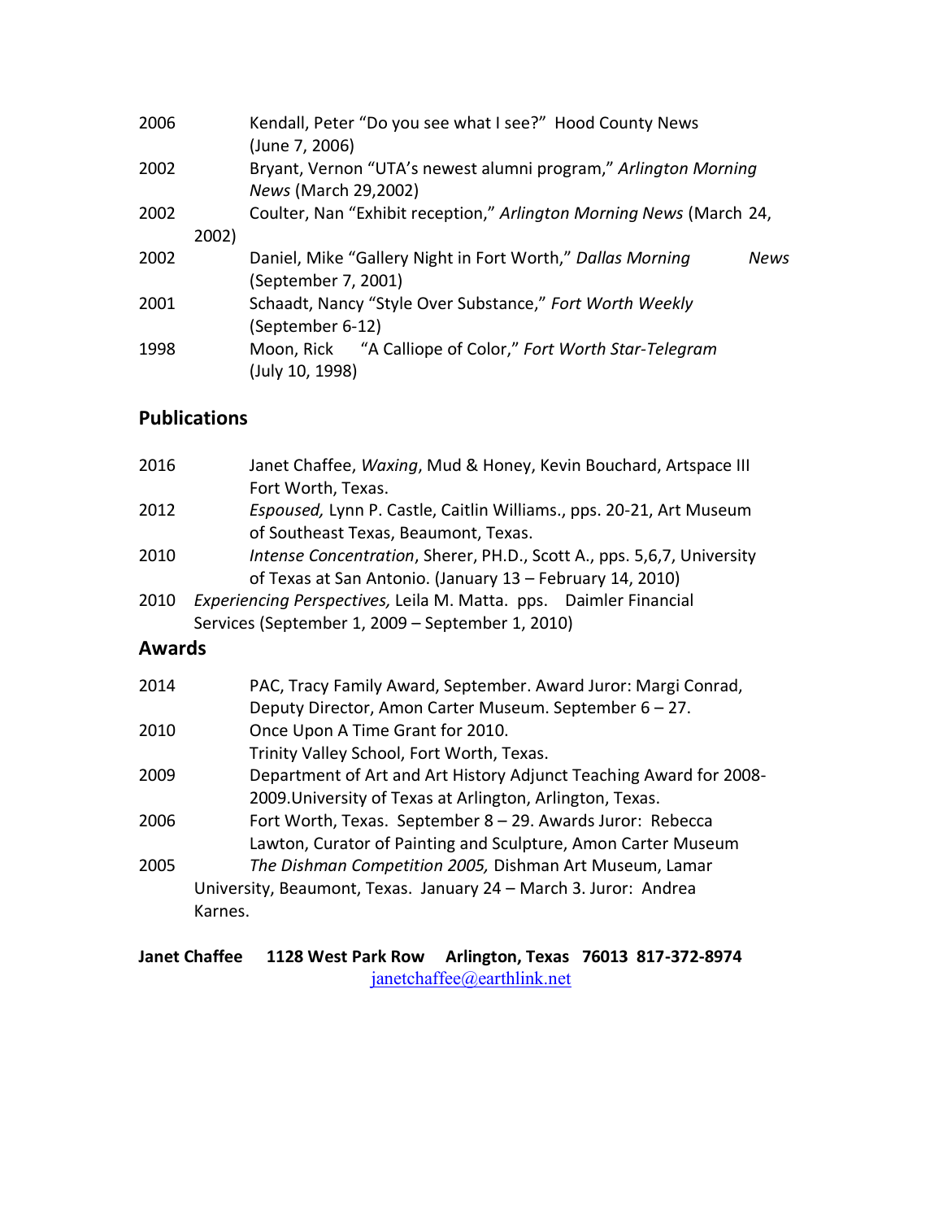2006 Kendall, Peter "Do you see what I see?" Hood County News (June 7, 2006)

2002 Bryant, Vernon "UTA's newest alumni program," *Arlington Morning News* (March 29,2002)

2002 Coulter, Nan "Exhibit reception," *Arlington Morning News* (March 24, 2002)

2002 Daniel, Mike "Gallery Night in Fort Worth," *Dallas Morning News* (September 7, 2001)

2001 Schaadt, Nancy "Style Over Substance," *Fort Worth Weekly* (September 6-12)

1998 Moon, Rick "A Calliope of Color," *Fort Worth Star-Telegram* (July 10, 1998)

## Publications

2016 Janet Chaffee, *Waxing*, Mud & Honey, Kevin Bouchard, Artspace III Fort Worth, Texas.

2012 *Espoused,* Lynn P. Castle, Caitlin Williams., pps. 20-21, Art Museum of Southeast Texas, Beaumont, Texas.

2010 *Intense Concentration*, Sherer, PH.D., Scott A., pps. 5,6,7, University of Texas at San Antonio. (January 13 – February 14, 2010)

2010 *Experiencing Perspectives,* Leila M. Matta. pps. Daimler Financial Services (September 1, 2009 – September 1, 2010)

## Awards

2014 PAC, Tracy Family Award, September. Award Juror: Margi Conrad, Deputy Director, Amon Carter Museum. September 6 – 27.

2010 Once Upon A Time Grant for 2010. Trinity Valley School, Fort Worth, Texas.

2009 Department of Art and Art History Adjunct Teaching Award for 2008-2009.University of Texas at Arlington, Arlington, Texas.

2006 Fort Worth, Texas. September 8 – 29. Awards Juror: Rebecca Lawton, Curator of Painting and Sculpture, Amon Carter Museum

2005 *The Dishman Competition 2005,* Dishman Art Museum, Lamar University, Beaumont, Texas. January 24 – March 3. Juror: Andrea Karnes.

**Janet Chaffee 1128 West Park Row Arlington, Texas 76013 817-372-8974**
janetchaffee@earthlink.net